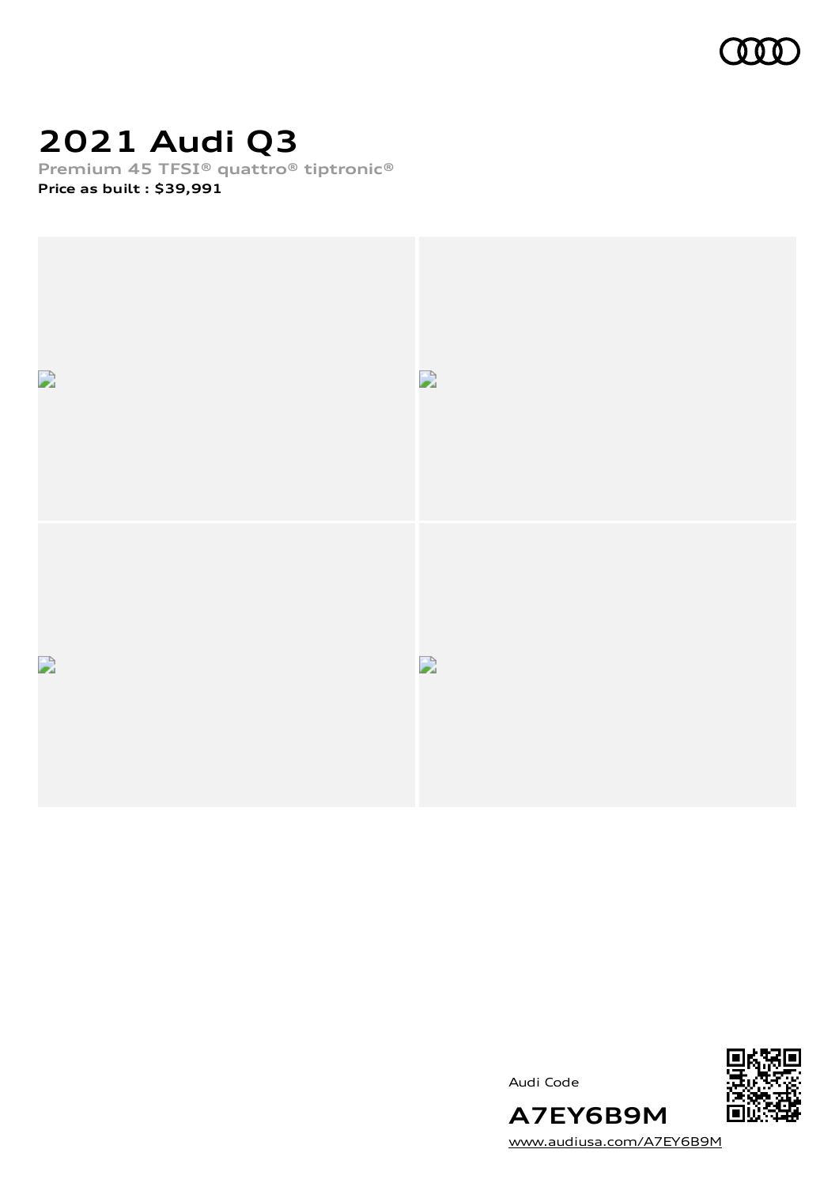# 2021 Audi Q3

**Premium 45 TFSI® quattro® tiptronic®**

**Price as built : $39,991**

Audi Code

**A7EY6B9M**

www.audiusa.com/A7EY6B9M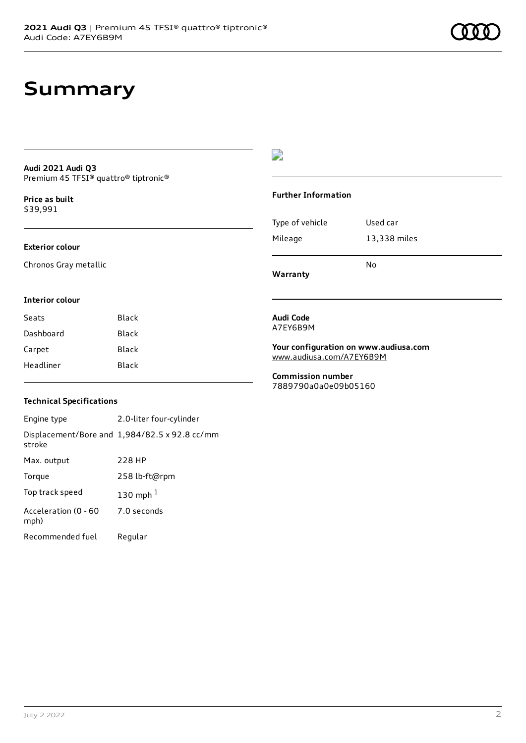# Summary

**Audi 2021 Audi Q3**
Premium 45 TFSI® quattro® tiptronic®

**Price as built**
$39,991

### Exterior colour

Chronos Gray metallic

### Interior colour

| | |
|---|---|
| Seats | Black |
| Dashboard | Black |
| Carpet | Black |
| Headliner | Black |

### Technical Specifications

| | |
|---|---|
| Engine type | 2.0-liter four-cylinder |
| Displacement/Bore and stroke | 1,984/82.5 x 92.8 cc/mm |
| Max. output | 228 HP |
| Torque | 258 lb-ft@rpm |
| Top track speed | 130 mph [1] |
| Acceleration (0 - 60 mph) | 7.0 seconds |
| Recommended fuel | Regular |

### Further Information

| | |
|---|---|
| Type of vehicle | Used car |
| Mileage | 13,338 miles |
| **Warranty** | No |

**Audi Code**
A7EY6B9M

**Your configuration on www.audiusa.com**
www.audiusa.com/A7EY6B9M

**Commission number**
7889790a0a0e09b05160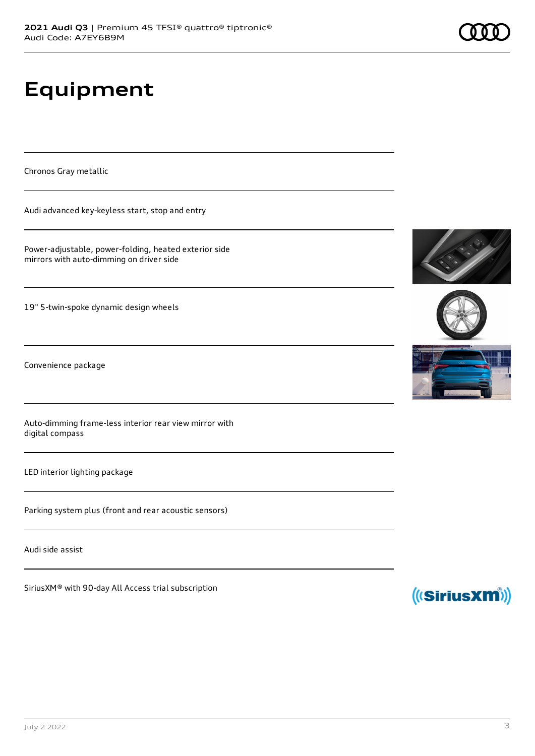# Equipment

Chronos Gray metallic

Audi advanced key-keyless start, stop and entry

Power-adjustable, power-folding, heated exterior side mirrors with auto-dimming on driver side

19" 5-twin-spoke dynamic design wheels

Convenience package

Auto-dimming frame-less interior rear view mirror with digital compass

LED interior lighting package

Parking system plus (front and rear acoustic sensors)

Audi side assist

SiriusXM® with 90-day All Access trial subscription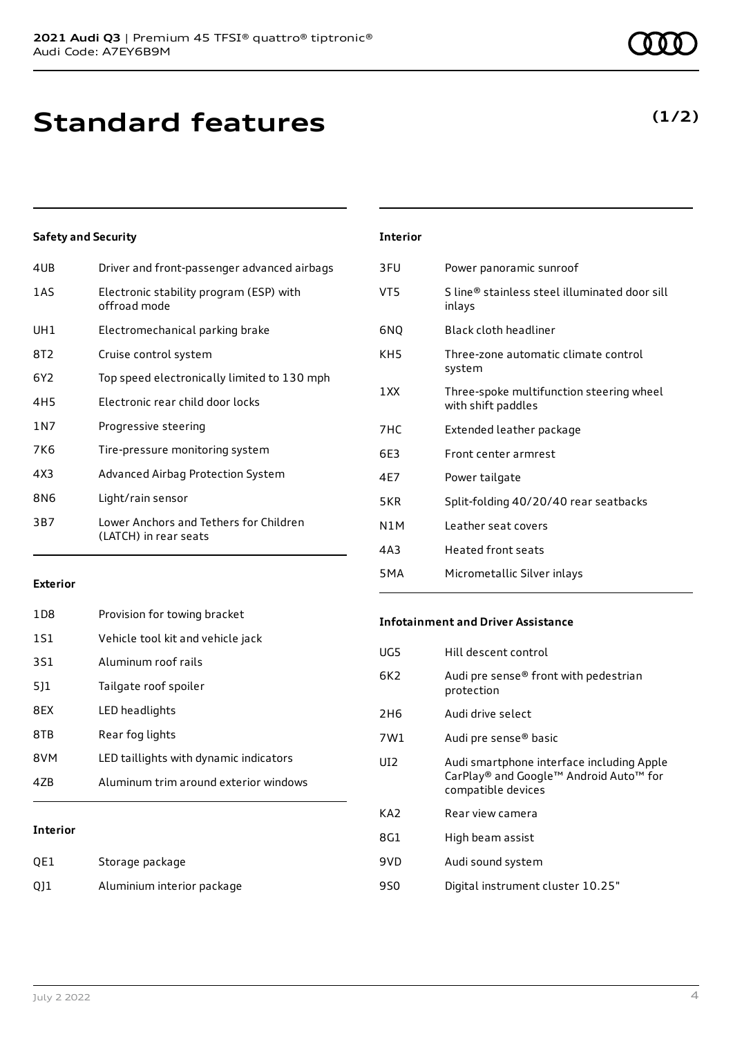# Standard features

**(1/2)**

### Safety and Security

| | |
|---|---|
| 4UB | Driver and front-passenger advanced airbags |
| 1AS | Electronic stability program (ESP) with offroad mode |
| UH1 | Electromechanical parking brake |
| 8T2 | Cruise control system |
| 6Y2 | Top speed electronically limited to 130 mph |
| 4H5 | Electronic rear child door locks |
| 1N7 | Progressive steering |
| 7K6 | Tire-pressure monitoring system |
| 4X3 | Advanced Airbag Protection System |
| 8N6 | Light/rain sensor |
| 3B7 | Lower Anchors and Tethers for Children (LATCH) in rear seats |

### Exterior

| | |
|---|---|
| 1D8 | Provision for towing bracket |
| 1S1 | Vehicle tool kit and vehicle jack |
| 3S1 | Aluminum roof rails |
| 5J1 | Tailgate roof spoiler |
| 8EX | LED headlights |
| 8TB | Rear fog lights |
| 8VM | LED taillights with dynamic indicators |
| 4ZB | Aluminum trim around exterior windows |

### Interior

| | |
|---|---|
| QE1 | Storage package |
| QJ1 | Aluminium interior package |
| 3FU | Power panoramic sunroof |
| VT5 | S line® stainless steel illuminated door sill inlays |
| 6NQ | Black cloth headliner |
| KH5 | Three-zone automatic climate control system |
| 1XX | Three-spoke multifunction steering wheel with shift paddles |
| 7HC | Extended leather package |
| 6E3 | Front center armrest |
| 4E7 | Power tailgate |
| 5KR | Split-folding 40/20/40 rear seatbacks |
| N1M | Leather seat covers |
| 4A3 | Heated front seats |
| 5MA | Micrometallic Silver inlays |

### Infotainment and Driver Assistance

| | |
|---|---|
| UG5 | Hill descent control |
| 6K2 | Audi pre sense® front with pedestrian protection |
| 2H6 | Audi drive select |
| 7W1 | Audi pre sense® basic |
| UI2 | Audi smartphone interface including Apple CarPlay® and Google™ Android Auto™ for compatible devices |
| KA2 | Rear view camera |
| 8G1 | High beam assist |
| 9VD | Audi sound system |
| 9S0 | Digital instrument cluster 10.25" |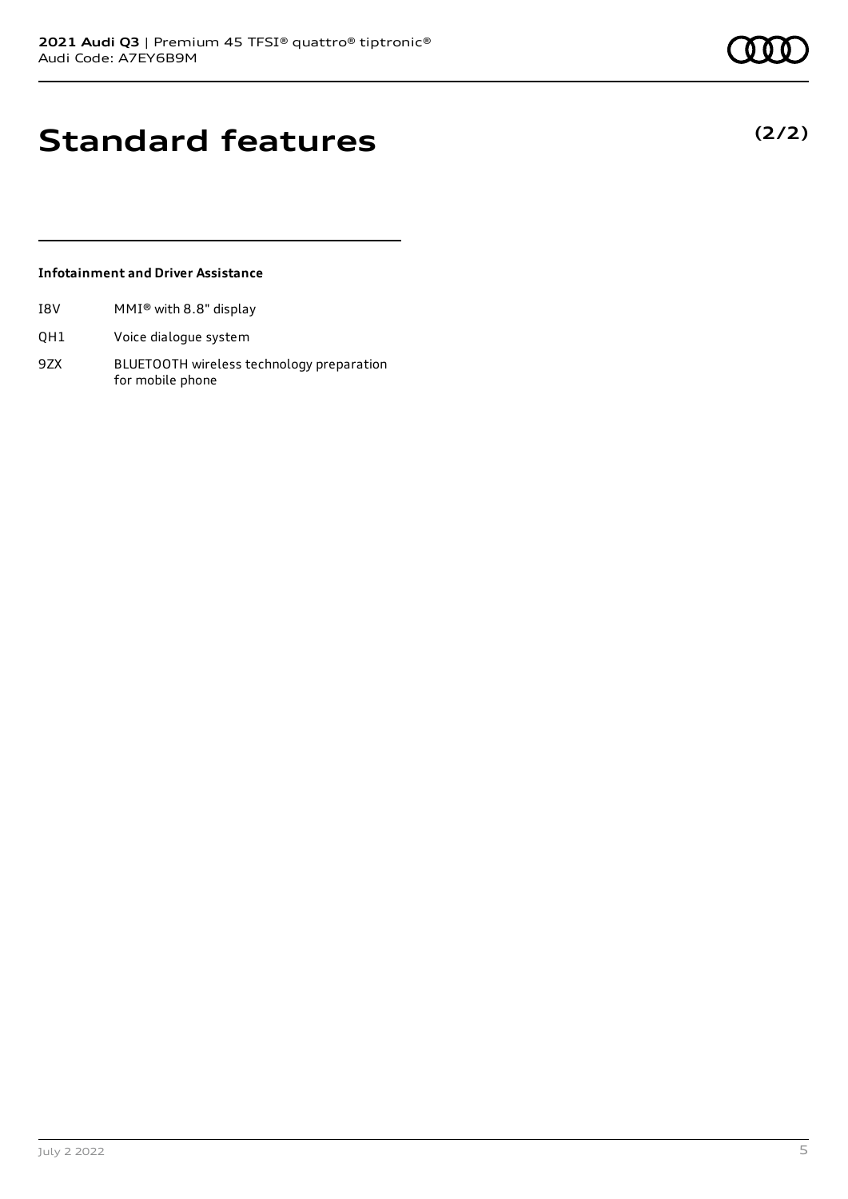# Standard features

(2/2)

**Infotainment and Driver Assistance**

| | |
|---|---|
| I8V | MMI® with 8.8" display |
| QH1 | Voice dialogue system |
| 9ZX | BLUETOOTH wireless technology preparation for mobile phone |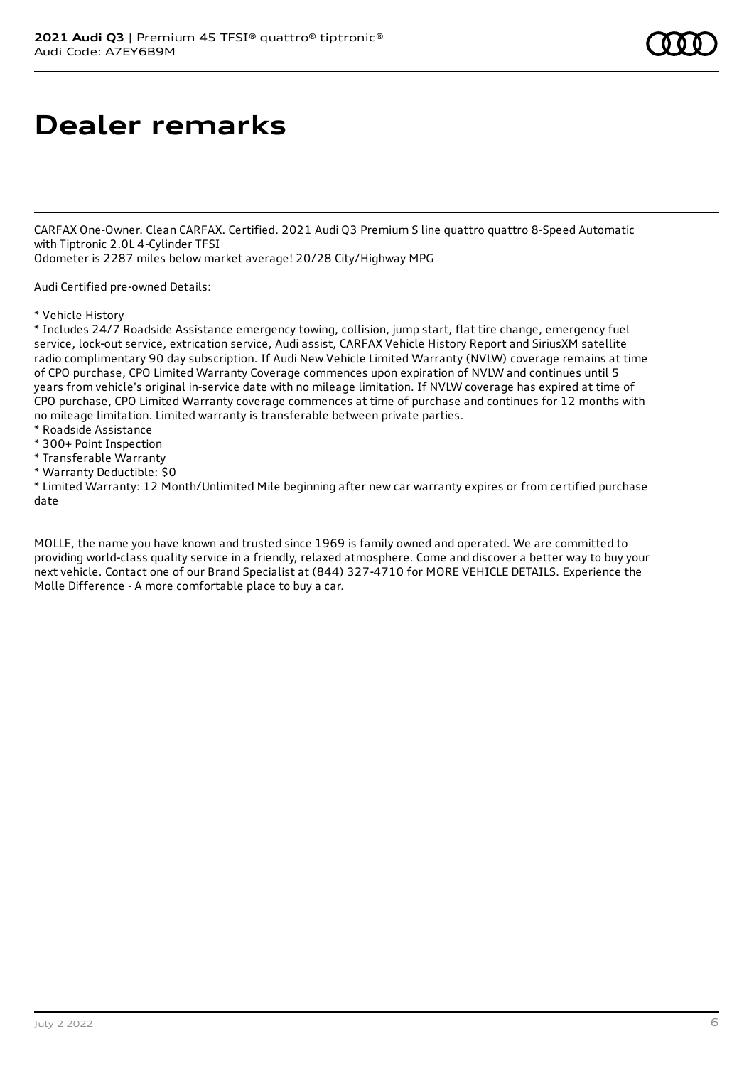# Dealer remarks

CARFAX One-Owner. Clean CARFAX. Certified. 2021 Audi Q3 Premium S line quattro quattro 8-Speed Automatic with Tiptronic 2.0L 4-Cylinder TFSI
Odometer is 2287 miles below market average! 20/28 City/Highway MPG

Audi Certified pre-owned Details:

* Vehicle History
* Includes 24/7 Roadside Assistance emergency towing, collision, jump start, flat tire change, emergency fuel service, lock-out service, extrication service, Audi assist, CARFAX Vehicle History Report and SiriusXM satellite radio complimentary 90 day subscription. If Audi New Vehicle Limited Warranty (NVLW) coverage remains at time of CPO purchase, CPO Limited Warranty Coverage commences upon expiration of NVLW and continues until 5 years from vehicle's original in-service date with no mileage limitation. If NVLW coverage has expired at time of CPO purchase, CPO Limited Warranty coverage commences at time of purchase and continues for 12 months with no mileage limitation. Limited warranty is transferable between private parties.
* Roadside Assistance
* 300+ Point Inspection
* Transferable Warranty
* Warranty Deductible: $0
* Limited Warranty: 12 Month/Unlimited Mile beginning after new car warranty expires or from certified purchase date

MOLLE, the name you have known and trusted since 1969 is family owned and operated. We are committed to providing world-class quality service in a friendly, relaxed atmosphere. Come and discover a better way to buy your next vehicle. Contact one of our Brand Specialist at (844) 327-4710 for MORE VEHICLE DETAILS. Experience the Molle Difference - A more comfortable place to buy a car.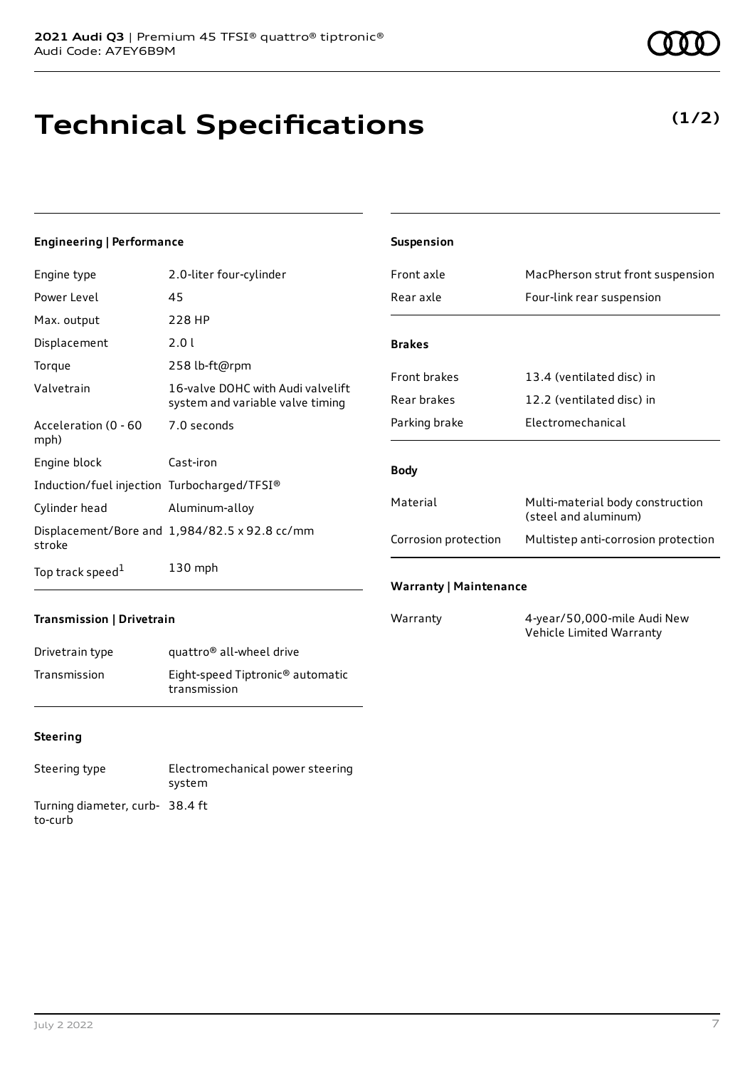**2021 Audi Q3** | Premium 45 TFSI® quattro® tiptronic®
Audi Code: A7EY6B9M

# Technical Specifications

**(1/2)**

### Engineering | Performance

| | |
|---|---|
| Engine type | 2.0-liter four-cylinder |
| Power Level | 45 |
| Max. output | 228 HP |
| Displacement | 2.0 l |
| Torque | 258 lb-ft@rpm |
| Valvetrain | 16-valve DOHC with Audi valvelift system and variable valve timing |
| Acceleration (0 - 60 mph) | 7.0 seconds |
| Engine block | Cast-iron |
| Induction/fuel injection | Turbocharged/TFSI® |
| Cylinder head | Aluminum-alloy |
| Displacement/Bore and stroke | 1,984/82.5 x 92.8 cc/mm |
| Top track speed[1] | 130 mph |

### Transmission | Drivetrain

| | |
|---|---|
| Drivetrain type | quattro® all-wheel drive |
| Transmission | Eight-speed Tiptronic® automatic transmission |

### Steering

| | |
|---|---|
| Steering type | Electromechanical power steering system |
| Turning diameter, curb-to-curb | 38.4 ft |

### Suspension

| | |
|---|---|
| Front axle | MacPherson strut front suspension |
| Rear axle | Four-link rear suspension |

### Brakes

| | |
|---|---|
| Front brakes | 13.4 (ventilated disc) in |
| Rear brakes | 12.2 (ventilated disc) in |
| Parking brake | Electromechanical |

### Body

| | |
|---|---|
| Material | Multi-material body construction (steel and aluminum) |
| Corrosion protection | Multistep anti-corrosion protection |

### Warranty | Maintenance

| | |
|---|---|
| Warranty | 4-year/50,000-mile Audi New Vehicle Limited Warranty |

July 2 2022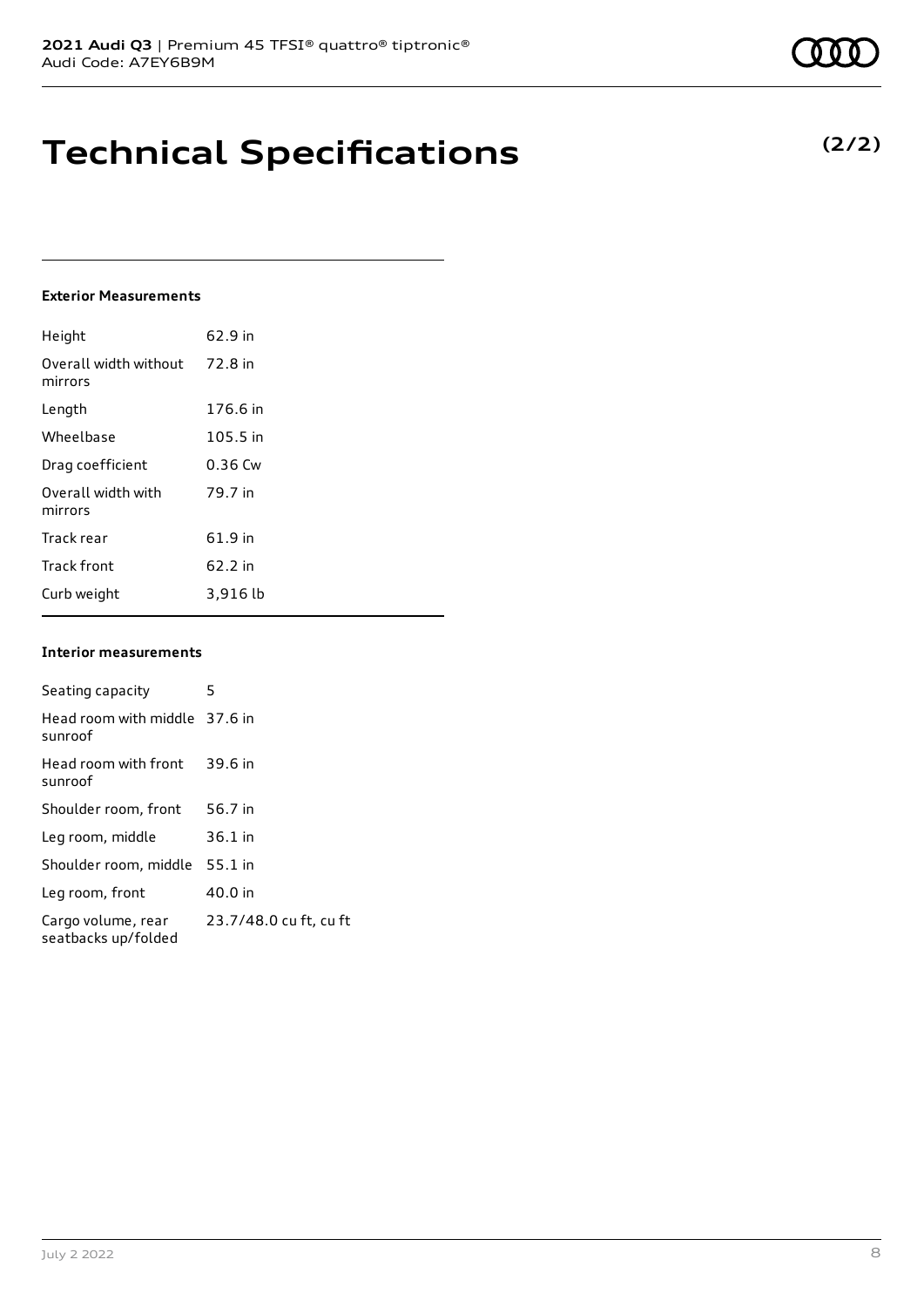# Technical Specifications

**(2/2)**

**Exterior Measurements**

| | |
|---|---|
| Height | 62.9 in |
| Overall width without mirrors | 72.8 in |
| Length | 176.6 in |
| Wheelbase | 105.5 in |
| Drag coefficient | 0.36 Cw |
| Overall width with mirrors | 79.7 in |
| Track rear | 61.9 in |
| Track front | 62.2 in |
| Curb weight | 3,916 lb |

**Interior measurements**

| | |
|---|---|
| Seating capacity | 5 |
| Head room with middle sunroof | 37.6 in |
| Head room with front sunroof | 39.6 in |
| Shoulder room, front | 56.7 in |
| Leg room, middle | 36.1 in |
| Shoulder room, middle | 55.1 in |
| Leg room, front | 40.0 in |
| Cargo volume, rear seatbacks up/folded | 23.7/48.0 cu ft, cu ft |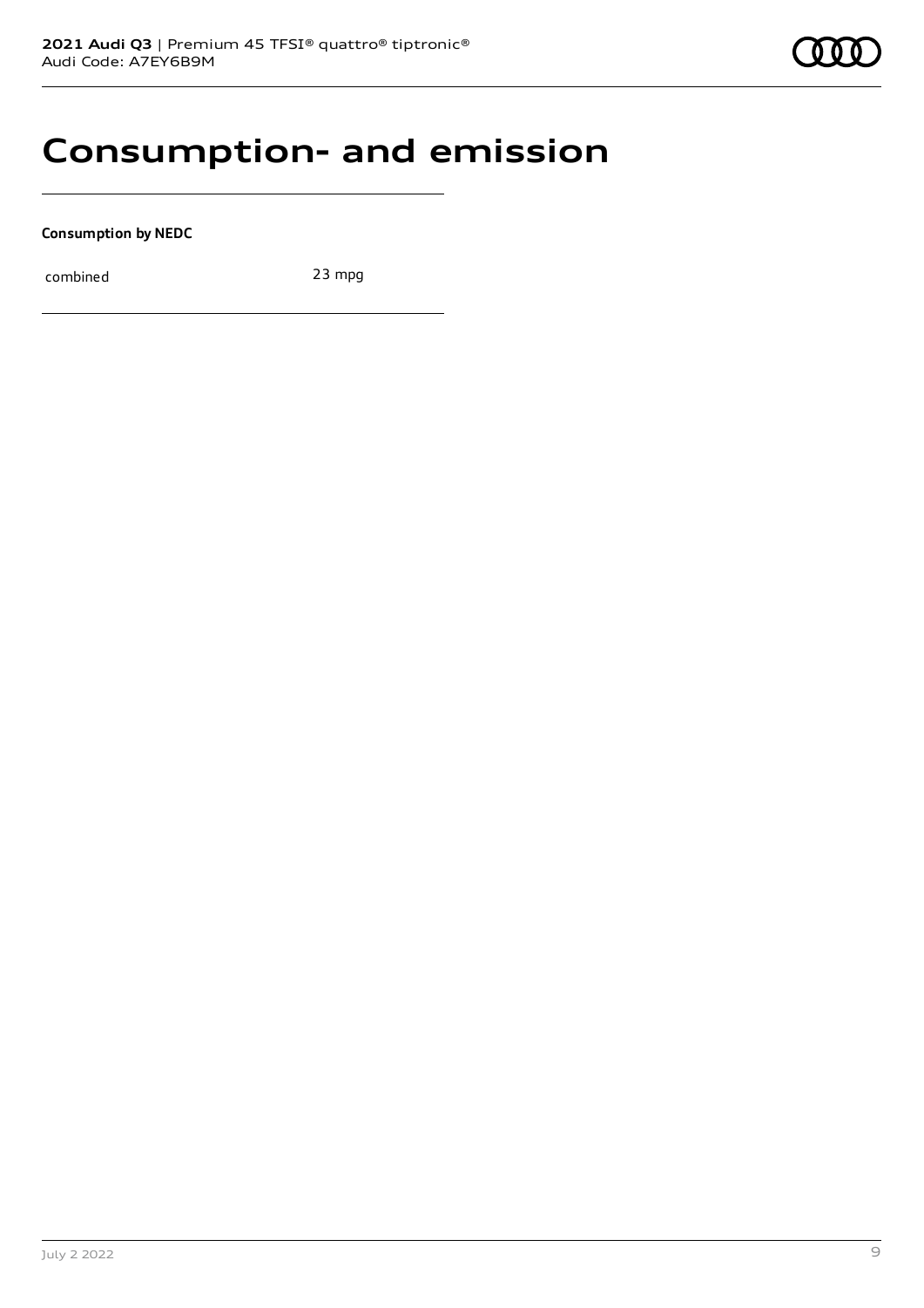# Consumption- and emission

**Consumption by NEDC**

| | |
|---|---|
| combined | 23 mpg |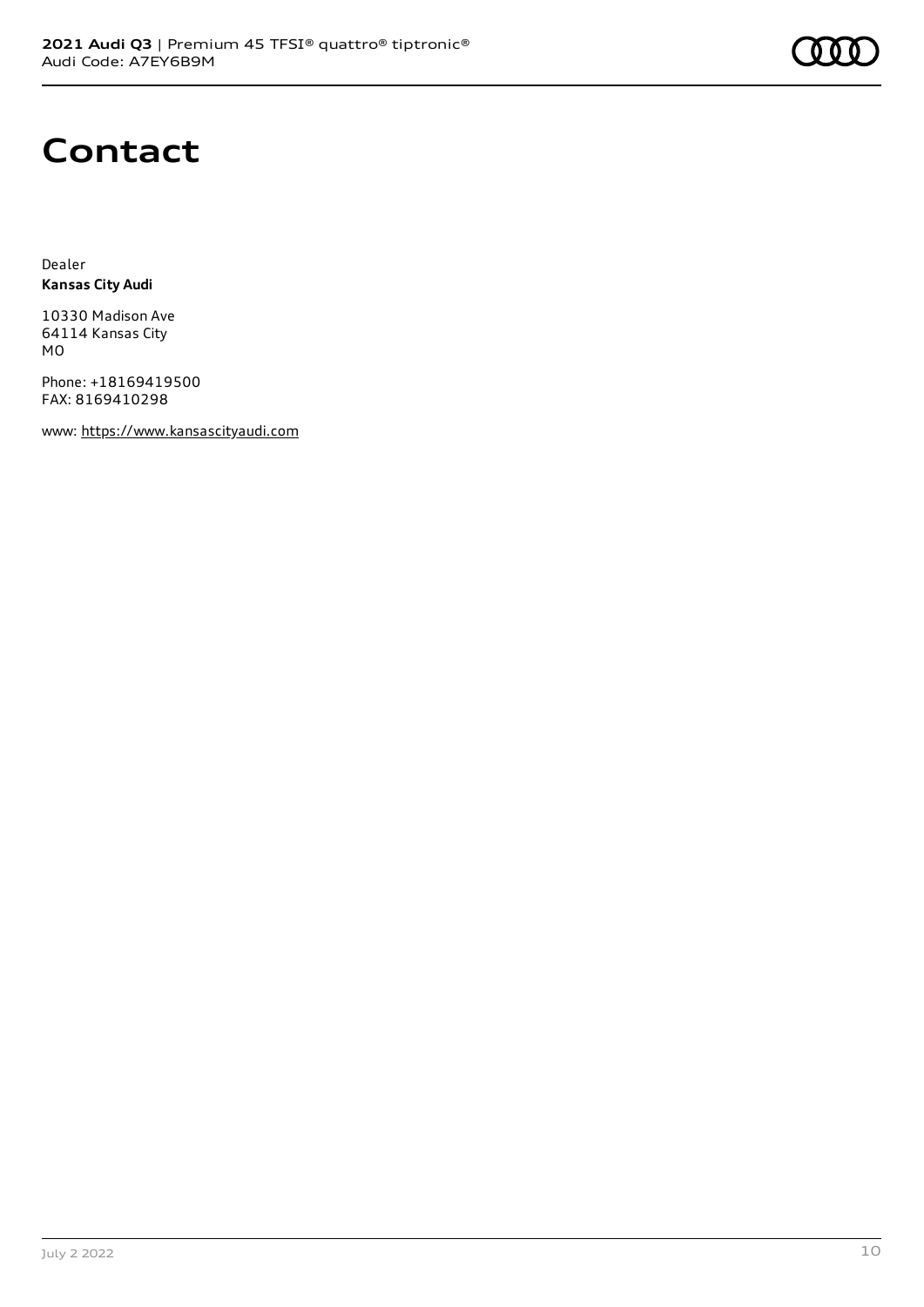# Contact

Dealer
**Kansas City Audi**

10330 Madison Ave
64114 Kansas City
MO

Phone: +18169419500
FAX: 8169410298

www: https://www.kansascityaudi.com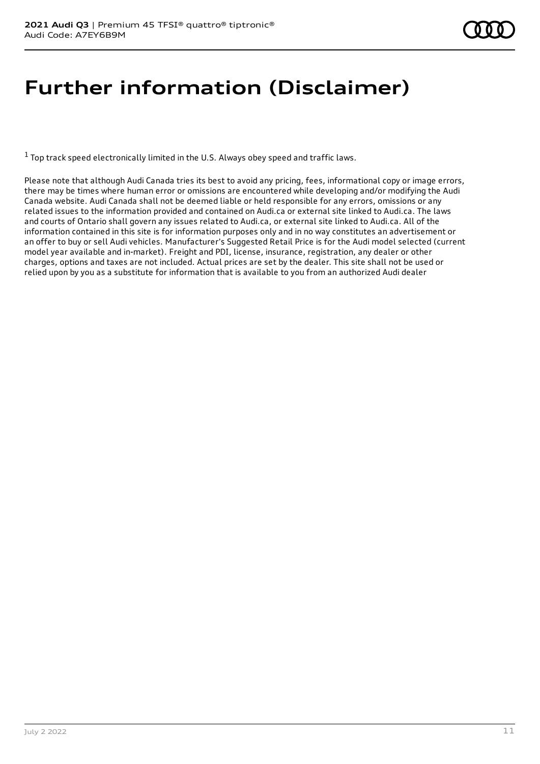# Further information (Disclaimer)

[1] Top track speed electronically limited in the U.S. Always obey speed and traffic laws.

Please note that although Audi Canada tries its best to avoid any pricing, fees, informational copy or image errors, there may be times where human error or omissions are encountered while developing and/or modifying the Audi Canada website. Audi Canada shall not be deemed liable or held responsible for any errors, omissions or any related issues to the information provided and contained on Audi.ca or external site linked to Audi.ca. The laws and courts of Ontario shall govern any issues related to Audi.ca, or external site linked to Audi.ca. All of the information contained in this site is for information purposes only and in no way constitutes an advertisement or an offer to buy or sell Audi vehicles. Manufacturer's Suggested Retail Price is for the Audi model selected (current model year available and in-market). Freight and PDI, license, insurance, registration, any dealer or other charges, options and taxes are not included. Actual prices are set by the dealer. This site shall not be used or relied upon by you as a substitute for information that is available to you from an authorized Audi dealer